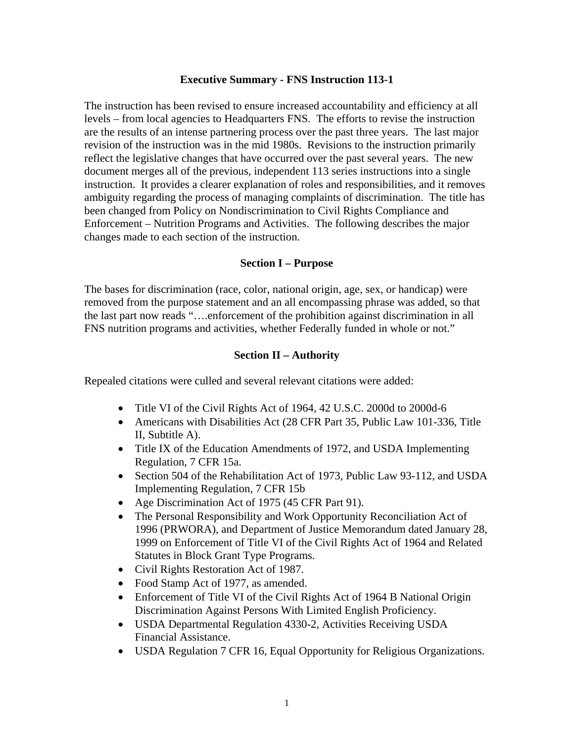## Executive Summary - FNS Instruction 113-1

The instruction has been revised to ensure increased accountability and efficiency at all levels – from local agencies to Headquarters FNS. The efforts to revise the instruction are the results of an intense partnering process over the past three years. The last major revision of the instruction was in the mid 1980s. Revisions to the instruction primarily reflect the legislative changes that have occurred over the past several years. The new document merges all of the previous, independent 113 series instructions into a single instruction. It provides a clearer explanation of roles and responsibilities, and it removes ambiguity regarding the process of managing complaints of discrimination. The title has been changed from Policy on Nondiscrimination to Civil Rights Compliance and Enforcement – Nutrition Programs and Activities. The following describes the major changes made to each section of the instruction.

### Section I – Purpose

The bases for discrimination (race, color, national origin, age, sex, or handicap) were removed from the purpose statement and an all encompassing phrase was added, so that the last part now reads "….enforcement of the prohibition against discrimination in all FNS nutrition programs and activities, whether Federally funded in whole or not."

### Section II – Authority

Repealed citations were culled and several relevant citations were added:

- Title VI of the Civil Rights Act of 1964, 42 U.S.C. 2000d to 2000d-6
- Americans with Disabilities Act (28 CFR Part 35, Public Law 101-336, Title II, Subtitle A).
- Title IX of the Education Amendments of 1972, and USDA Implementing Regulation, 7 CFR 15a.
- Section 504 of the Rehabilitation Act of 1973, Public Law 93-112, and USDA Implementing Regulation, 7 CFR 15b
- Age Discrimination Act of 1975 (45 CFR Part 91).
- The Personal Responsibility and Work Opportunity Reconciliation Act of 1996 (PRWORA), and Department of Justice Memorandum dated January 28, 1999 on Enforcement of Title VI of the Civil Rights Act of 1964 and Related Statutes in Block Grant Type Programs.
- Civil Rights Restoration Act of 1987.
- Food Stamp Act of 1977, as amended.
- Enforcement of Title VI of the Civil Rights Act of 1964 B National Origin Discrimination Against Persons With Limited English Proficiency.
- USDA Departmental Regulation 4330-2, Activities Receiving USDA Financial Assistance.
- USDA Regulation 7 CFR 16, Equal Opportunity for Religious Organizations.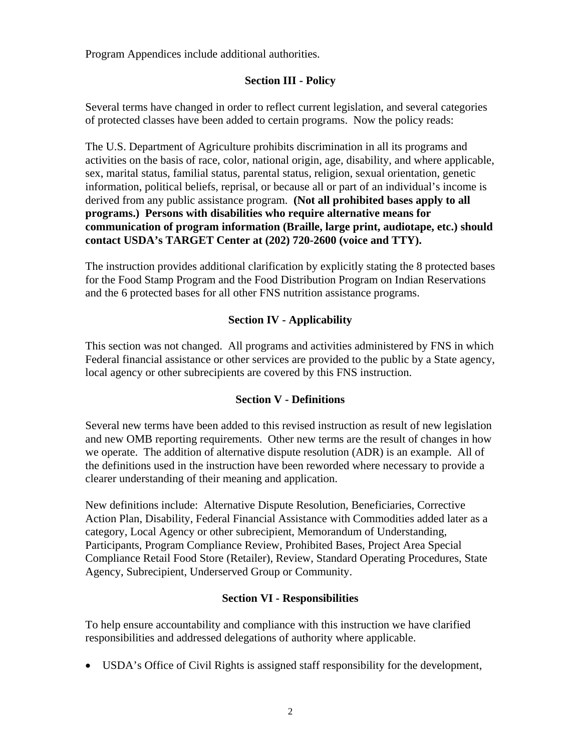Program Appendices include additional authorities.

## Section III - Policy

Several terms have changed in order to reflect current legislation, and several categories of protected classes have been added to certain programs. Now the policy reads:

The U.S. Department of Agriculture prohibits discrimination in all its programs and activities on the basis of race, color, national origin, age, disability, and where applicable, sex, marital status, familial status, parental status, religion, sexual orientation, genetic information, political beliefs, reprisal, or because all or part of an individual's income is derived from any public assistance program. **(Not all prohibited bases apply to all programs.) Persons with disabilities who require alternative means for communication of program information (Braille, large print, audiotape, etc.) should contact USDA's TARGET Center at (202) 720-2600 (voice and TTY).**

The instruction provides additional clarification by explicitly stating the 8 protected bases for the Food Stamp Program and the Food Distribution Program on Indian Reservations and the 6 protected bases for all other FNS nutrition assistance programs.

## Section IV - Applicability

This section was not changed. All programs and activities administered by FNS in which Federal financial assistance or other services are provided to the public by a State agency, local agency or other subrecipients are covered by this FNS instruction.

## Section V - Definitions

Several new terms have been added to this revised instruction as result of new legislation and new OMB reporting requirements. Other new terms are the result of changes in how we operate. The addition of alternative dispute resolution (ADR) is an example. All of the definitions used in the instruction have been reworded where necessary to provide a clearer understanding of their meaning and application.

New definitions include: Alternative Dispute Resolution, Beneficiaries, Corrective Action Plan, Disability, Federal Financial Assistance with Commodities added later as a category, Local Agency or other subrecipient, Memorandum of Understanding, Participants, Program Compliance Review, Prohibited Bases, Project Area Special Compliance Retail Food Store (Retailer), Review, Standard Operating Procedures, State Agency, Subrecipient, Underserved Group or Community.

## Section VI - Responsibilities

To help ensure accountability and compliance with this instruction we have clarified responsibilities and addressed delegations of authority where applicable.

- USDA's Office of Civil Rights is assigned staff responsibility for the development,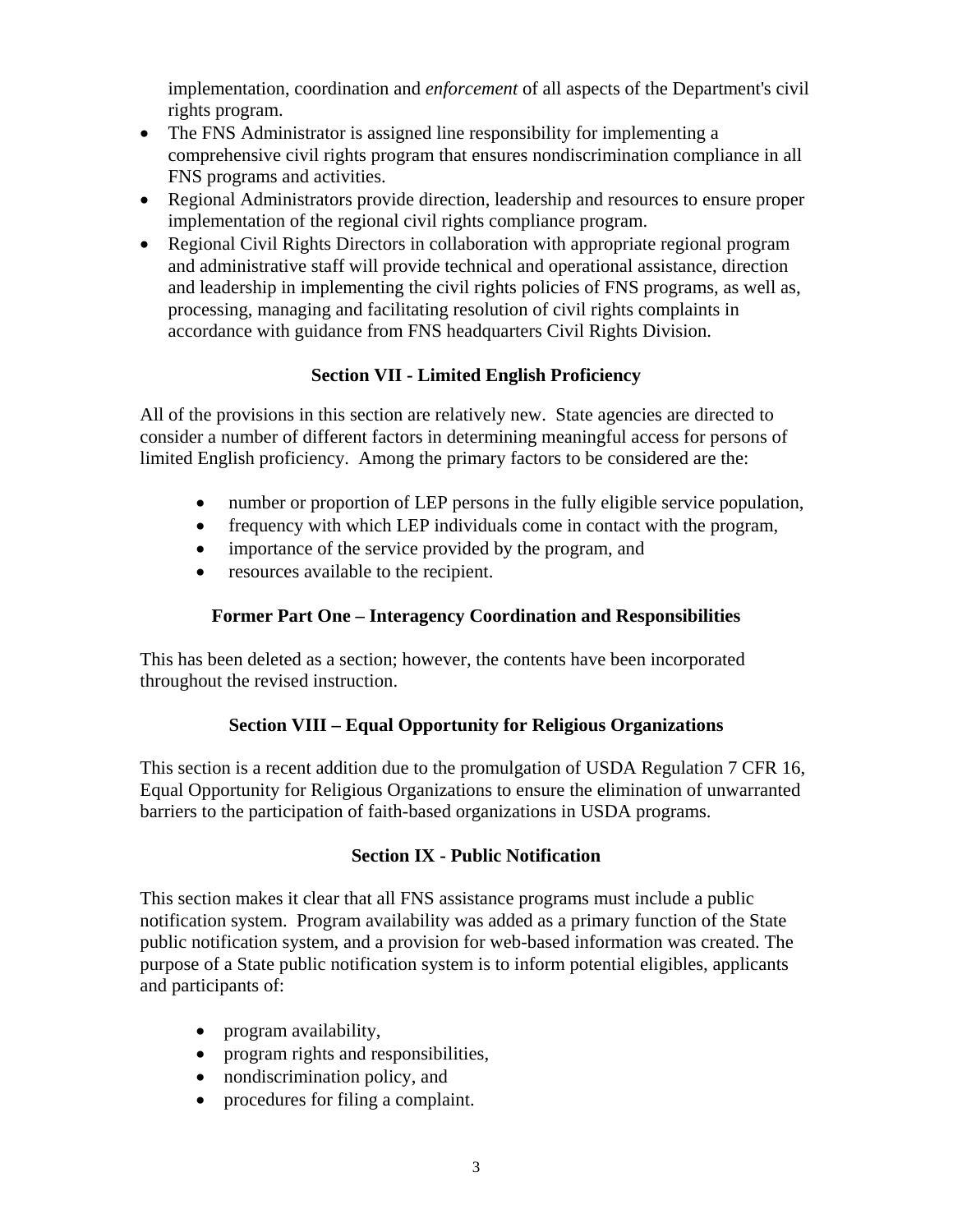implementation, coordination and *enforcement* of all aspects of the Department's civil rights program.

- The FNS Administrator is assigned line responsibility for implementing a comprehensive civil rights program that ensures nondiscrimination compliance in all FNS programs and activities.
- Regional Administrators provide direction, leadership and resources to ensure proper implementation of the regional civil rights compliance program.
- Regional Civil Rights Directors in collaboration with appropriate regional program and administrative staff will provide technical and operational assistance, direction and leadership in implementing the civil rights policies of FNS programs, as well as, processing, managing and facilitating resolution of civil rights complaints in accordance with guidance from FNS headquarters Civil Rights Division.

**Section VII - Limited English Proficiency**

All of the provisions in this section are relatively new. State agencies are directed to consider a number of different factors in determining meaningful access for persons of limited English proficiency. Among the primary factors to be considered are the:

- number or proportion of LEP persons in the fully eligible service population,
- frequency with which LEP individuals come in contact with the program,
- importance of the service provided by the program, and
- resources available to the recipient.

**Former Part One – Interagency Coordination and Responsibilities**

This has been deleted as a section; however, the contents have been incorporated throughout the revised instruction.

**Section VIII – Equal Opportunity for Religious Organizations**

This section is a recent addition due to the promulgation of USDA Regulation 7 CFR 16, Equal Opportunity for Religious Organizations to ensure the elimination of unwarranted barriers to the participation of faith-based organizations in USDA programs.

**Section IX - Public Notification**

This section makes it clear that all FNS assistance programs must include a public notification system. Program availability was added as a primary function of the State public notification system, and a provision for web-based information was created. The purpose of a State public notification system is to inform potential eligibles, applicants and participants of:

- program availability,
- program rights and responsibilities,
- nondiscrimination policy, and
- procedures for filing a complaint.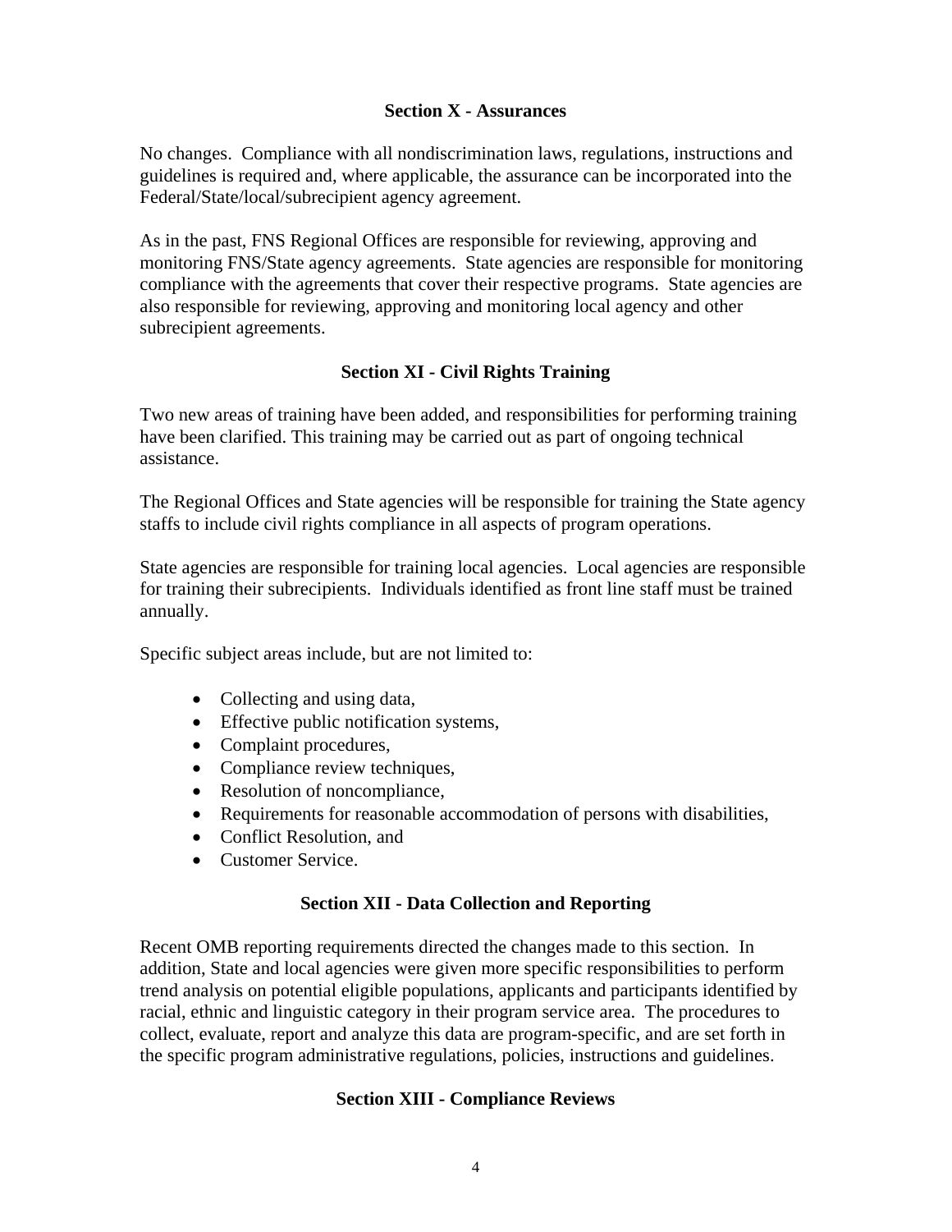## Section X - Assurances

No changes. Compliance with all nondiscrimination laws, regulations, instructions and guidelines is required and, where applicable, the assurance can be incorporated into the Federal/State/local/subrecipient agency agreement.

As in the past, FNS Regional Offices are responsible for reviewing, approving and monitoring FNS/State agency agreements. State agencies are responsible for monitoring compliance with the agreements that cover their respective programs. State agencies are also responsible for reviewing, approving and monitoring local agency and other subrecipient agreements.

## Section XI - Civil Rights Training

Two new areas of training have been added, and responsibilities for performing training have been clarified. This training may be carried out as part of ongoing technical assistance.

The Regional Offices and State agencies will be responsible for training the State agency staffs to include civil rights compliance in all aspects of program operations.

State agencies are responsible for training local agencies. Local agencies are responsible for training their subrecipients. Individuals identified as front line staff must be trained annually.

Specific subject areas include, but are not limited to:

- Collecting and using data,
- Effective public notification systems,
- Complaint procedures,
- Compliance review techniques,
- Resolution of noncompliance,
- Requirements for reasonable accommodation of persons with disabilities,
- Conflict Resolution, and
- Customer Service.

## Section XII - Data Collection and Reporting

Recent OMB reporting requirements directed the changes made to this section. In addition, State and local agencies were given more specific responsibilities to perform trend analysis on potential eligible populations, applicants and participants identified by racial, ethnic and linguistic category in their program service area. The procedures to collect, evaluate, report and analyze this data are program-specific, and are set forth in the specific program administrative regulations, policies, instructions and guidelines.

## Section XIII - Compliance Reviews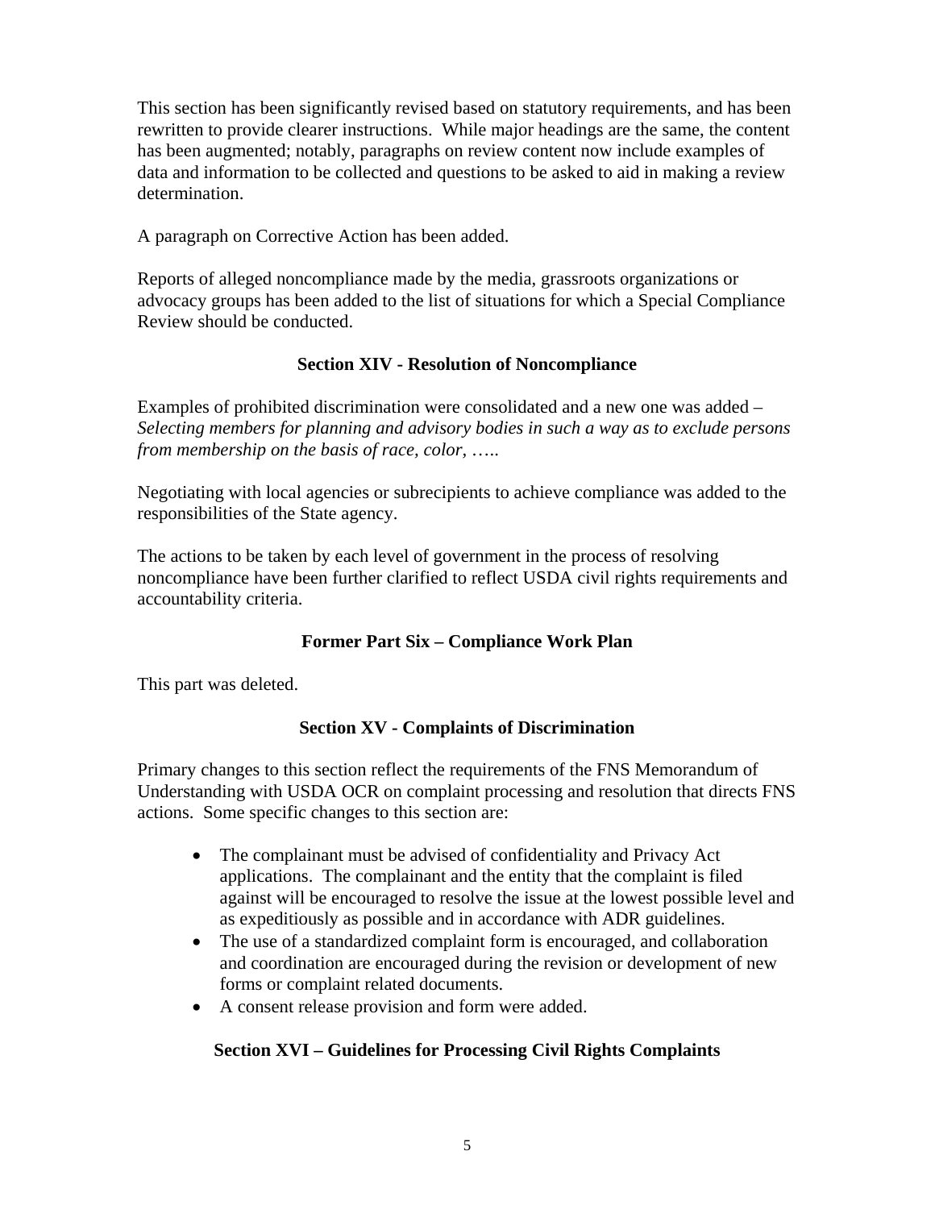This section has been significantly revised based on statutory requirements, and has been rewritten to provide clearer instructions. While major headings are the same, the content has been augmented; notably, paragraphs on review content now include examples of data and information to be collected and questions to be asked to aid in making a review determination.

A paragraph on Corrective Action has been added.

Reports of alleged noncompliance made by the media, grassroots organizations or advocacy groups has been added to the list of situations for which a Special Compliance Review should be conducted.

**Section XIV - Resolution of Noncompliance**

Examples of prohibited discrimination were consolidated and a new one was added – *Selecting members for planning and advisory bodies in such a way as to exclude persons from membership on the basis of race, color, …..*

Negotiating with local agencies or subrecipients to achieve compliance was added to the responsibilities of the State agency.

The actions to be taken by each level of government in the process of resolving noncompliance have been further clarified to reflect USDA civil rights requirements and accountability criteria.

**Former Part Six – Compliance Work Plan**

This part was deleted.

**Section XV - Complaints of Discrimination**

Primary changes to this section reflect the requirements of the FNS Memorandum of Understanding with USDA OCR on complaint processing and resolution that directs FNS actions. Some specific changes to this section are:

- The complainant must be advised of confidentiality and Privacy Act applications. The complainant and the entity that the complaint is filed against will be encouraged to resolve the issue at the lowest possible level and as expeditiously as possible and in accordance with ADR guidelines.
- The use of a standardized complaint form is encouraged, and collaboration and coordination are encouraged during the revision or development of new forms or complaint related documents.
- A consent release provision and form were added.

**Section XVI – Guidelines for Processing Civil Rights Complaints**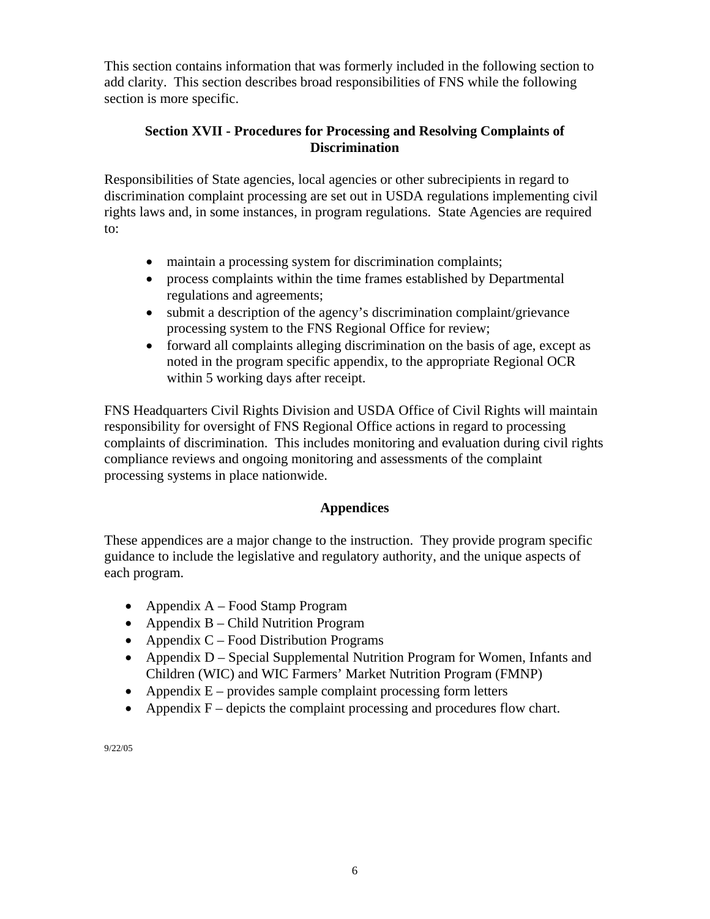This section contains information that was formerly included in the following section to add clarity. This section describes broad responsibilities of FNS while the following section is more specific.

### Section XVII - Procedures for Processing and Resolving Complaints of Discrimination

Responsibilities of State agencies, local agencies or other subrecipients in regard to discrimination complaint processing are set out in USDA regulations implementing civil rights laws and, in some instances, in program regulations. State Agencies are required to:

- maintain a processing system for discrimination complaints;
- process complaints within the time frames established by Departmental regulations and agreements;
- submit a description of the agency's discrimination complaint/grievance processing system to the FNS Regional Office for review;
- forward all complaints alleging discrimination on the basis of age, except as noted in the program specific appendix, to the appropriate Regional OCR within 5 working days after receipt.

FNS Headquarters Civil Rights Division and USDA Office of Civil Rights will maintain responsibility for oversight of FNS Regional Office actions in regard to processing complaints of discrimination. This includes monitoring and evaluation during civil rights compliance reviews and ongoing monitoring and assessments of the complaint processing systems in place nationwide.

### Appendices

These appendices are a major change to the instruction. They provide program specific guidance to include the legislative and regulatory authority, and the unique aspects of each program.

- Appendix A – Food Stamp Program
- Appendix B – Child Nutrition Program
- Appendix C – Food Distribution Programs
- Appendix D – Special Supplemental Nutrition Program for Women, Infants and Children (WIC) and WIC Farmers' Market Nutrition Program (FMNP)
- Appendix E – provides sample complaint processing form letters
- Appendix F – depicts the complaint processing and procedures flow chart.

9/22/05